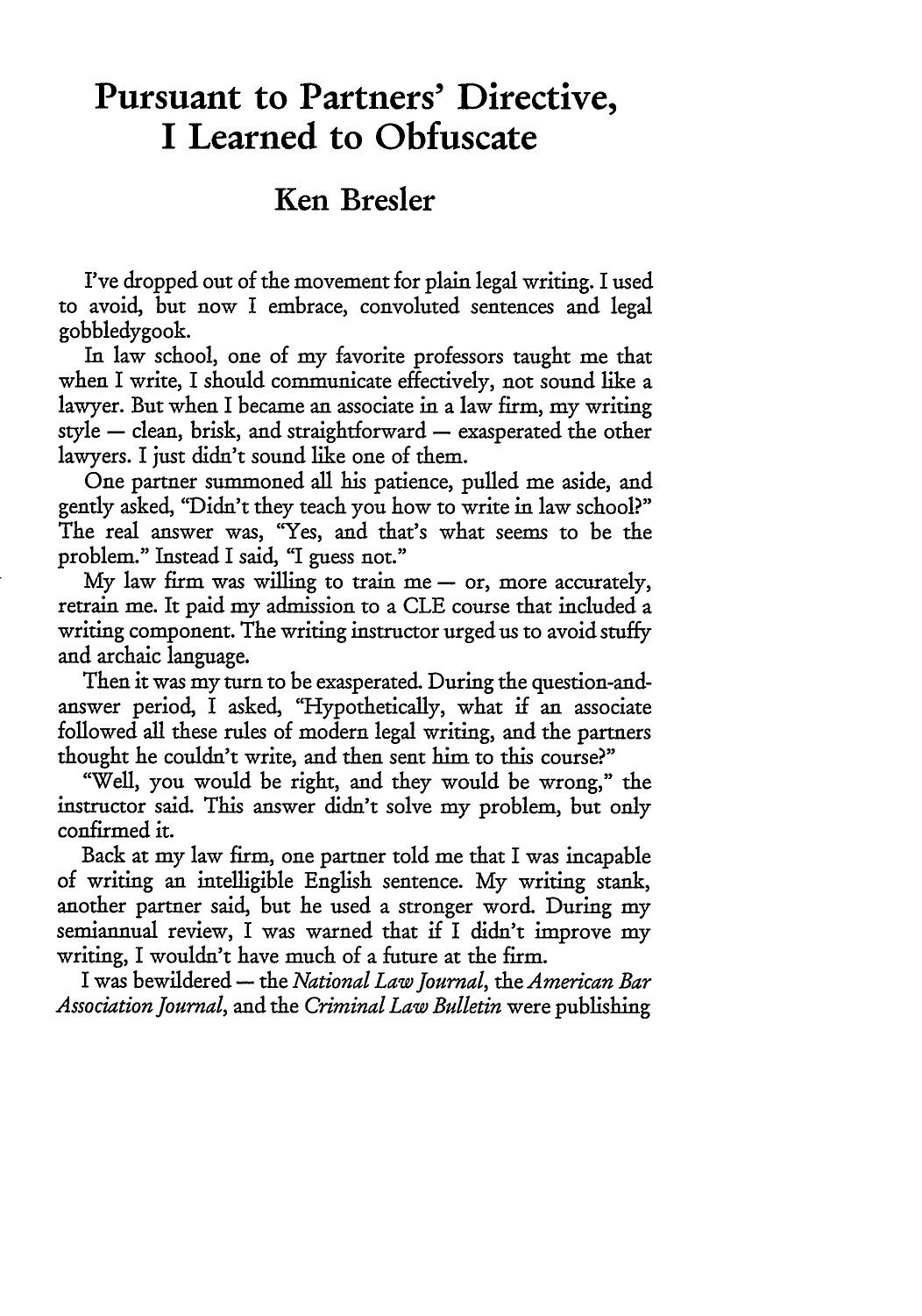# Pursuant to Partners' Directive, I Learned to Obfuscate

## Ken Bresler

I've dropped out of the movement for plain legal writing. I used to avoid, but now I embrace, convoluted sentences and legal gobbledygook.

In law school, one of my favorite professors taught me that when I write, I should communicate effectively, not sound like a lawyer. But when I became an associate in a law firm, my writing style — clean, brisk, and straightforward — exasperated the other lawyers. I just didn't sound like one of them.

One partner summoned all his patience, pulled me aside, and gently asked, "Didn't they teach you how to write in law school?" The real answer was, "Yes, and that's what seems to be the problem." Instead I said, "I guess not."

My law firm was willing to train me — or, more accurately, retrain me. It paid my admission to a CLE course that included a writing component. The writing instructor urged us to avoid stuffy and archaic language.

Then it was my turn to be exasperated. During the question-and-answer period, I asked, "Hypothetically, what if an associate followed all these rules of modern legal writing, and the partners thought he couldn't write, and then sent him to this course?"

"Well, you would be right, and they would be wrong," the instructor said. This answer didn't solve my problem, but only confirmed it.

Back at my law firm, one partner told me that I was incapable of writing an intelligible English sentence. My writing stank, another partner said, but he used a stronger word. During my semiannual review, I was warned that if I didn't improve my writing, I wouldn't have much of a future at the firm.

I was bewildered — the *National Law Journal*, the *American Bar Association Journal*, and the *Criminal Law Bulletin* were publishing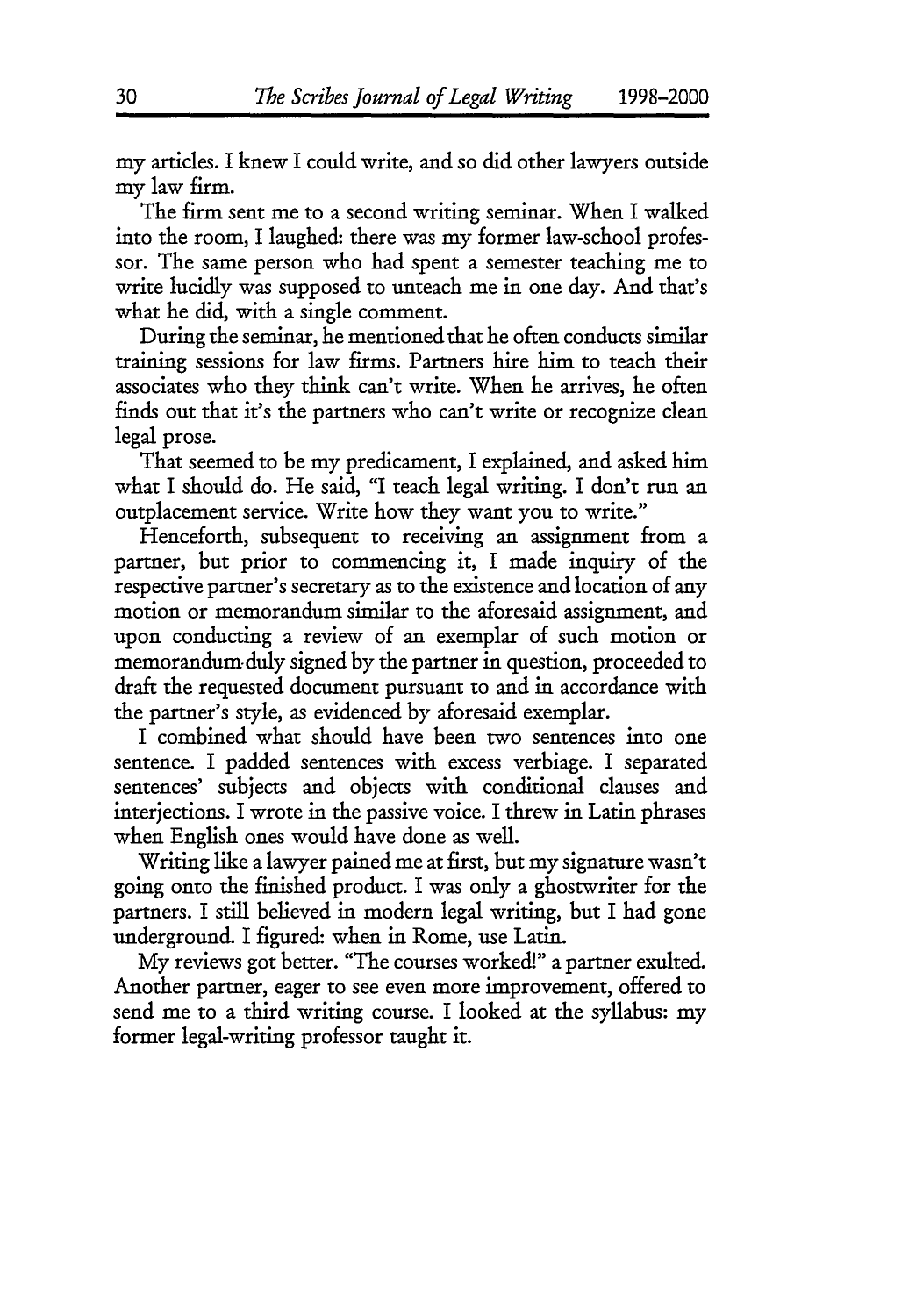my articles. I knew I could write, and so did other lawyers outside my law firm.

The firm sent me to a second writing seminar. When I walked into the room, I laughed: there was my former law-school professor. The same person who had spent a semester teaching me to write lucidly was supposed to unteach me in one day. And that's what he did, with a single comment.

During the seminar, he mentioned that he often conducts similar training sessions for law firms. Partners hire him to teach their associates who they think can't write. When he arrives, he often finds out that it's the partners who can't write or recognize clean legal prose.

That seemed to be my predicament, I explained, and asked him what I should do. He said, "I teach legal writing. I don't run an outplacement service. Write how they want you to write."

Henceforth, subsequent to receiving an assignment from a partner, but prior to commencing it, I made inquiry of the respective partner's secretary as to the existence and location of any motion or memorandum similar to the aforesaid assignment, and upon conducting a review of an exemplar of such motion or memorandum duly signed by the partner in question, proceeded to draft the requested document pursuant to and in accordance with the partner's style, as evidenced by aforesaid exemplar.

I combined what should have been two sentences into one sentence. I padded sentences with excess verbiage. I separated sentences' subjects and objects with conditional clauses and interjections. I wrote in the passive voice. I threw in Latin phrases when English ones would have done as well.

Writing like a lawyer pained me at first, but my signature wasn't going onto the finished product. I was only a ghostwriter for the partners. I still believed in modern legal writing, but I had gone underground. I figured: when in Rome, use Latin.

My reviews got better. "The courses worked!" a partner exulted. Another partner, eager to see even more improvement, offered to send me to a third writing course. I looked at the syllabus: my former legal-writing professor taught it.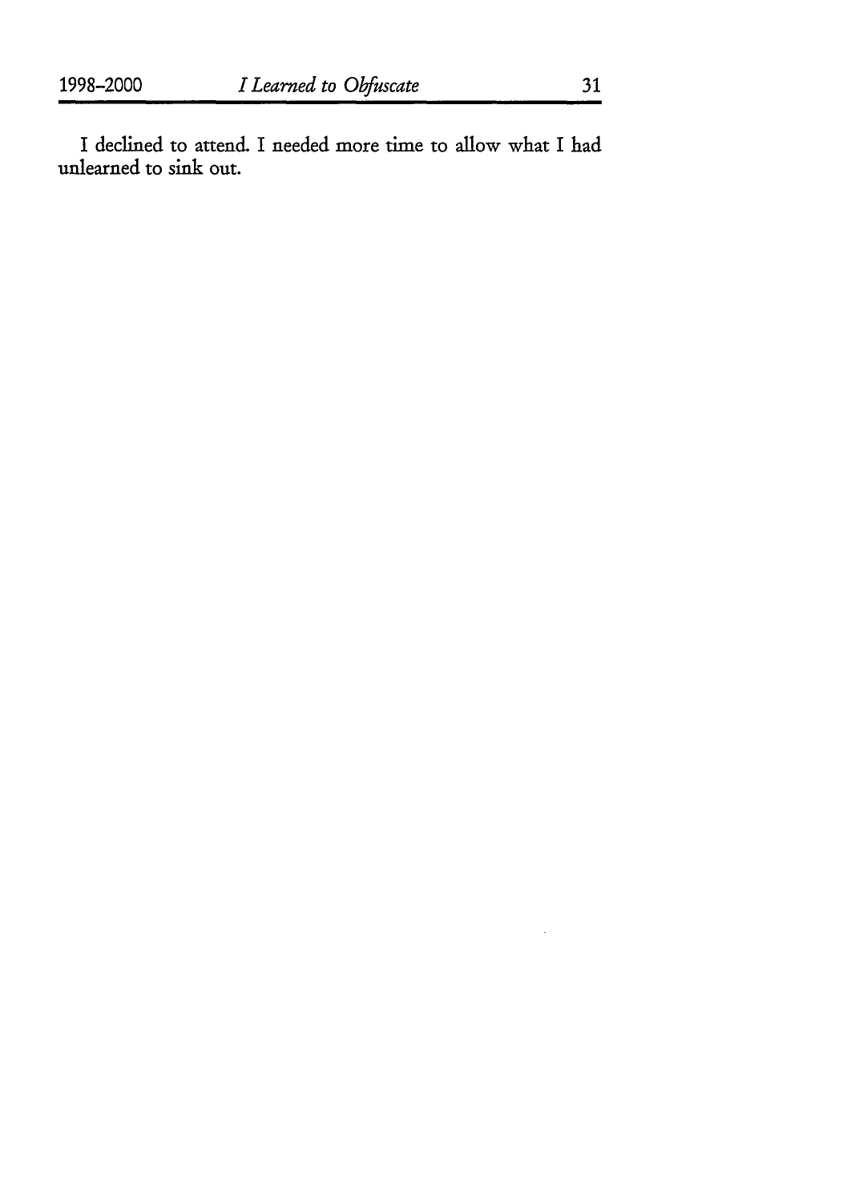I declined to attend. I needed more time to allow what I had unlearned to sink out.